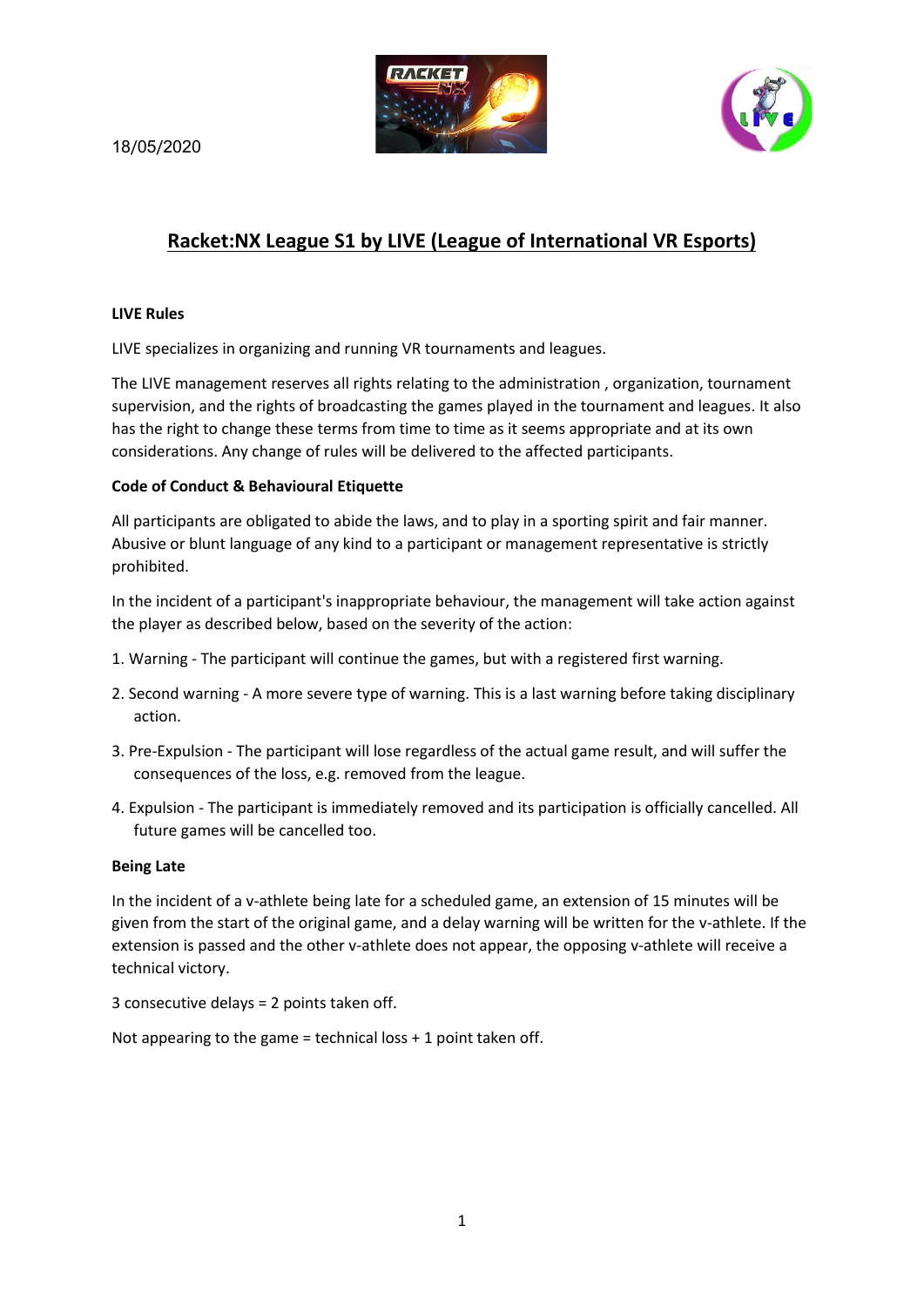18/05/2020

# Racket:NX League S1 by LIVE (League of International VR Esports)

**LIVE Rules**

LIVE specializes in organizing and running VR tournaments and leagues.

The LIVE management reserves all rights relating to the administration , organization, tournament supervision, and the rights of broadcasting the games played in the tournament and leagues. It also has the right to change these terms from time to time as it seems appropriate and at its own considerations. Any change of rules will be delivered to the affected participants.

**Code of Conduct & Behavioural Etiquette**

All participants are obligated to abide the laws, and to play in a sporting spirit and fair manner. Abusive or blunt language of any kind to a participant or management representative is strictly prohibited.

In the incident of a participant's inappropriate behaviour, the management will take action against the player as described below, based on the severity of the action:

1. Warning - The participant will continue the games, but with a registered first warning.
2. Second warning - A more severe type of warning. This is a last warning before taking disciplinary action.
3. Pre-Expulsion - The participant will lose regardless of the actual game result, and will suffer the consequences of the loss, e.g. removed from the league.
4. Expulsion - The participant is immediately removed and its participation is officially cancelled. All future games will be cancelled too.

**Being Late**

In the incident of a v-athlete being late for a scheduled game, an extension of 15 minutes will be given from the start of the original game, and a delay warning will be written for the v-athlete. If the extension is passed and the other v-athlete does not appear, the opposing v-athlete will receive a technical victory.

3 consecutive delays = 2 points taken off.

Not appearing to the game = technical loss + 1 point taken off.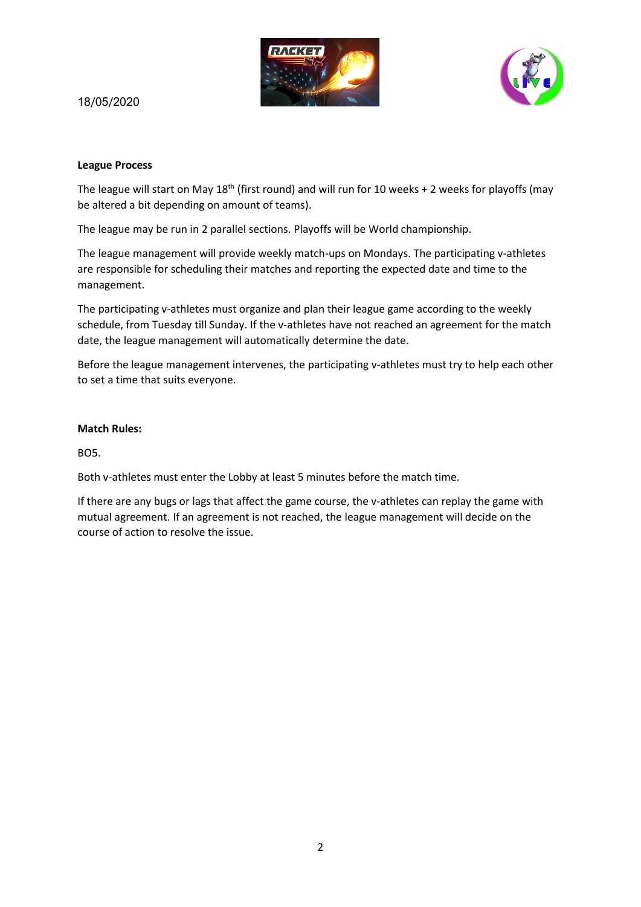18/05/2020

**League Process**

The league will start on May 18th (first round) and will run for 10 weeks + 2 weeks for playoffs (may be altered a bit depending on amount of teams).

The league may be run in 2 parallel sections. Playoffs will be World championship.

The league management will provide weekly match-ups on Mondays. The participating v-athletes are responsible for scheduling their matches and reporting the expected date and time to the management.

The participating v-athletes must organize and plan their league game according to the weekly schedule, from Tuesday till Sunday. If the v-athletes have not reached an agreement for the match date, the league management will automatically determine the date.

Before the league management intervenes, the participating v-athletes must try to help each other to set a time that suits everyone.

**Match Rules:**

BO5.

Both v-athletes must enter the Lobby at least 5 minutes before the match time.

If there are any bugs or lags that affect the game course, the v-athletes can replay the game with mutual agreement. If an agreement is not reached, the league management will decide on the course of action to resolve the issue.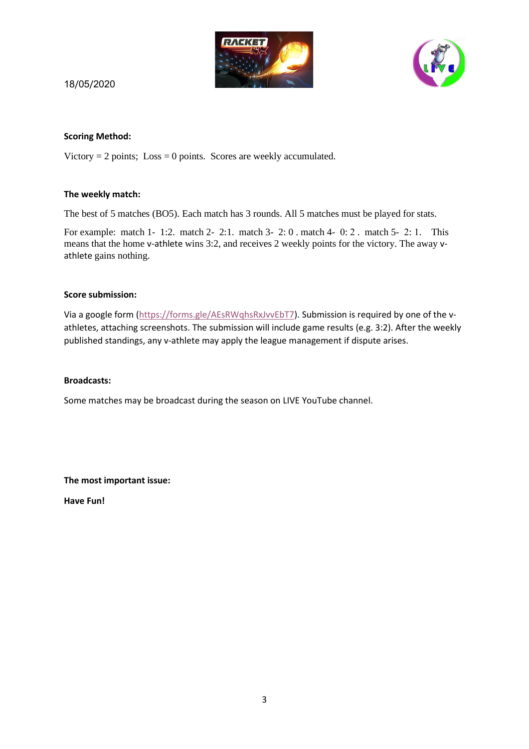18/05/2020

**Scoring Method:**

Victory = 2 points; Loss = 0 points. Scores are weekly accumulated.

**The weekly match:**

The best of 5 matches (BO5). Each match has 3 rounds. All 5 matches must be played for stats.

For example: match 1- 1:2. match 2- 2:1. match 3- 2: 0 . match 4- 0: 2 . match 5- 2: 1. This means that the home v-athlete wins 3:2, and receives 2 weekly points for the victory. The away v-athlete gains nothing.

**Score submission:**

Via a google form (https://forms.gle/AEsRWqhsRxJvvEbT7). Submission is required by one of the v-athletes, attaching screenshots. The submission will include game results (e.g. 3:2). After the weekly published standings, any v-athlete may apply the league management if dispute arises.

**Broadcasts:**

Some matches may be broadcast during the season on LIVE YouTube channel.

**The most important issue:**

**Have Fun!**